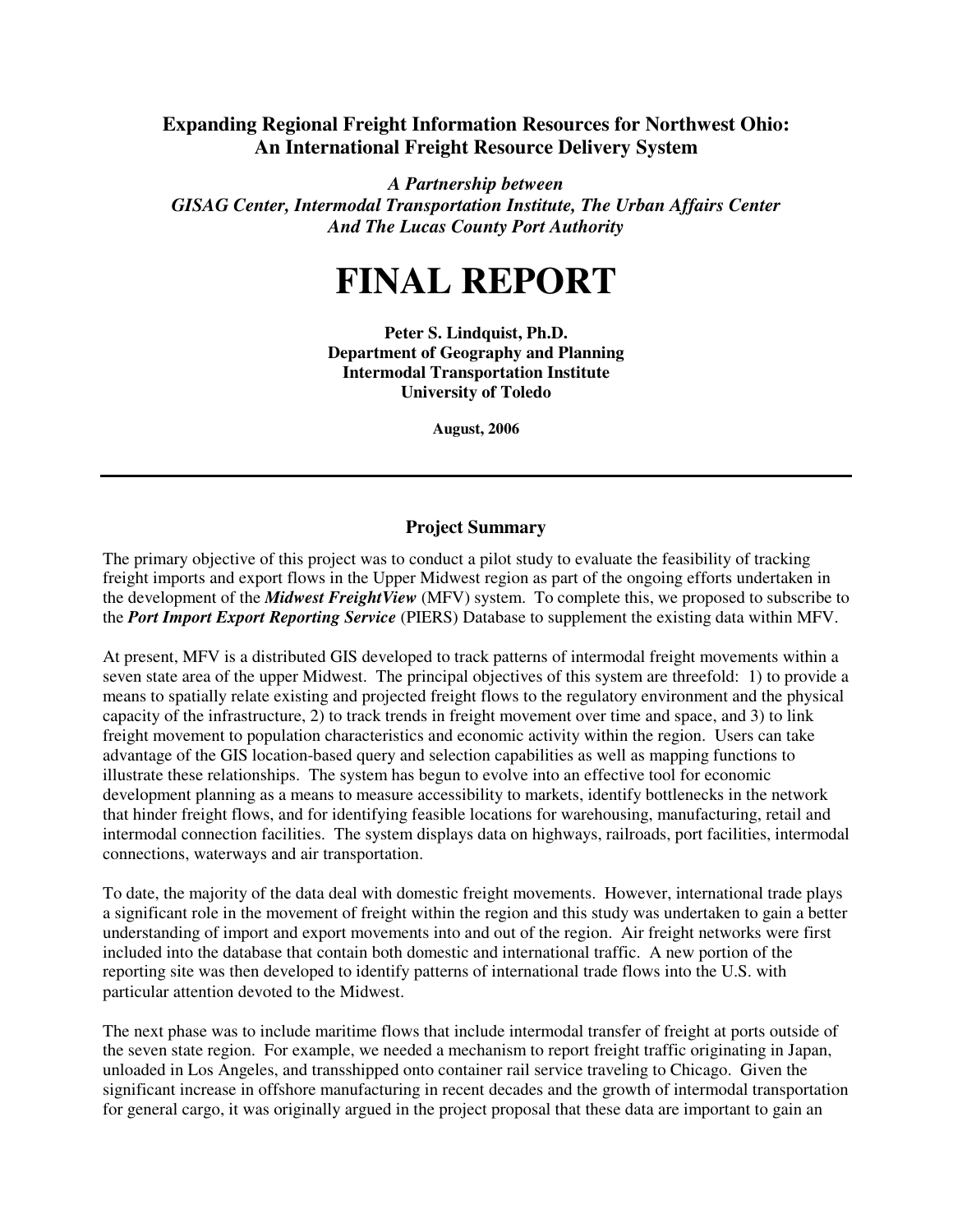# Expanding Regional Freight Information Resources for Northwest Ohio: An International Freight Resource Delivery System

***A Partnership between***
***GISAG Center, Intermodal Transportation Institute, The Urban Affairs Center***
***And The Lucas County Port Authority***

# FINAL REPORT

**Peter S. Lindquist, Ph.D.**
**Department of Geography and Planning**
**Intermodal Transportation Institute**
**University of Toledo**

**August, 2006**

---

## Project Summary

The primary objective of this project was to conduct a pilot study to evaluate the feasibility of tracking freight imports and export flows in the Upper Midwest region as part of the ongoing efforts undertaken in the development of the ***Midwest FreightView*** (MFV) system. To complete this, we proposed to subscribe to the ***Port Import Export Reporting Service*** (PIERS) Database to supplement the existing data within MFV.

At present, MFV is a distributed GIS developed to track patterns of intermodal freight movements within a seven state area of the upper Midwest. The principal objectives of this system are threefold: 1) to provide a means to spatially relate existing and projected freight flows to the regulatory environment and the physical capacity of the infrastructure, 2) to track trends in freight movement over time and space, and 3) to link freight movement to population characteristics and economic activity within the region. Users can take advantage of the GIS location-based query and selection capabilities as well as mapping functions to illustrate these relationships. The system has begun to evolve into an effective tool for economic development planning as a means to measure accessibility to markets, identify bottlenecks in the network that hinder freight flows, and for identifying feasible locations for warehousing, manufacturing, retail and intermodal connection facilities. The system displays data on highways, railroads, port facilities, intermodal connections, waterways and air transportation.

To date, the majority of the data deal with domestic freight movements. However, international trade plays a significant role in the movement of freight within the region and this study was undertaken to gain a better understanding of import and export movements into and out of the region. Air freight networks were first included into the database that contain both domestic and international traffic. A new portion of the reporting site was then developed to identify patterns of international trade flows into the U.S. with particular attention devoted to the Midwest.

The next phase was to include maritime flows that include intermodal transfer of freight at ports outside of the seven state region. For example, we needed a mechanism to report freight traffic originating in Japan, unloaded in Los Angeles, and transshipped onto container rail service traveling to Chicago. Given the significant increase in offshore manufacturing in recent decades and the growth of intermodal transportation for general cargo, it was originally argued in the project proposal that these data are important to gain an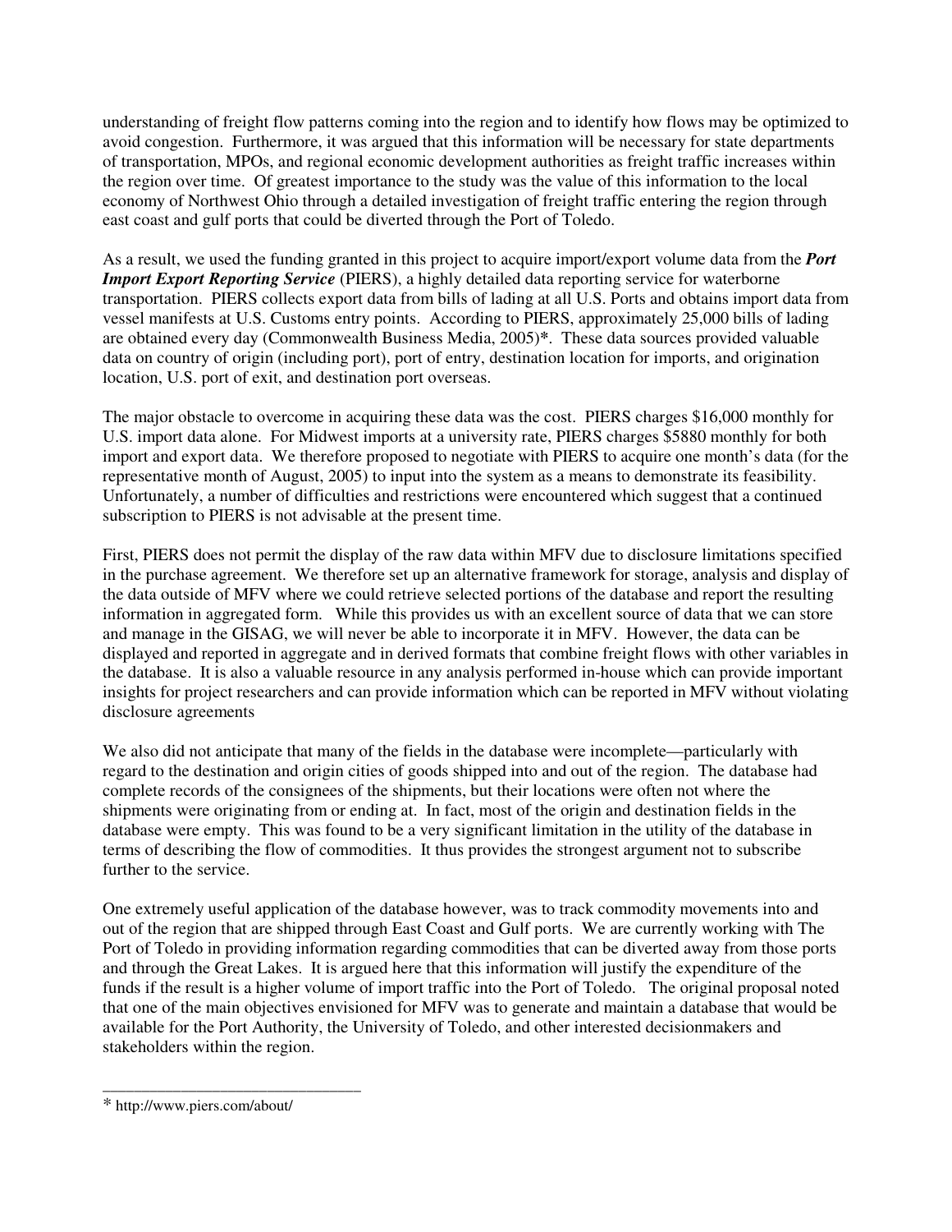understanding of freight flow patterns coming into the region and to identify how flows may be optimized to avoid congestion. Furthermore, it was argued that this information will be necessary for state departments of transportation, MPOs, and regional economic development authorities as freight traffic increases within the region over time. Of greatest importance to the study was the value of this information to the local economy of Northwest Ohio through a detailed investigation of freight traffic entering the region through east coast and gulf ports that could be diverted through the Port of Toledo.

As a result, we used the funding granted in this project to acquire import/export volume data from the ***Port Import Export Reporting Service*** (PIERS), a highly detailed data reporting service for waterborne transportation. PIERS collects export data from bills of lading at all U.S. Ports and obtains import data from vessel manifests at U.S. Customs entry points. According to PIERS, approximately 25,000 bills of lading are obtained every day (Commonwealth Business Media, 2005)*. These data sources provided valuable data on country of origin (including port), port of entry, destination location for imports, and origination location, U.S. port of exit, and destination port overseas.

The major obstacle to overcome in acquiring these data was the cost. PIERS charges $16,000 monthly for U.S. import data alone. For Midwest imports at a university rate, PIERS charges $5880 monthly for both import and export data. We therefore proposed to negotiate with PIERS to acquire one month's data (for the representative month of August, 2005) to input into the system as a means to demonstrate its feasibility. Unfortunately, a number of difficulties and restrictions were encountered which suggest that a continued subscription to PIERS is not advisable at the present time.

First, PIERS does not permit the display of the raw data within MFV due to disclosure limitations specified in the purchase agreement. We therefore set up an alternative framework for storage, analysis and display of the data outside of MFV where we could retrieve selected portions of the database and report the resulting information in aggregated form. While this provides us with an excellent source of data that we can store and manage in the GISAG, we will never be able to incorporate it in MFV. However, the data can be displayed and reported in aggregate and in derived formats that combine freight flows with other variables in the database. It is also a valuable resource in any analysis performed in-house which can provide important insights for project researchers and can provide information which can be reported in MFV without violating disclosure agreements

We also did not anticipate that many of the fields in the database were incomplete—particularly with regard to the destination and origin cities of goods shipped into and out of the region. The database had complete records of the consignees of the shipments, but their locations were often not where the shipments were originating from or ending at. In fact, most of the origin and destination fields in the database were empty. This was found to be a very significant limitation in the utility of the database in terms of describing the flow of commodities. It thus provides the strongest argument not to subscribe further to the service.

One extremely useful application of the database however, was to track commodity movements into and out of the region that are shipped through East Coast and Gulf ports. We are currently working with The Port of Toledo in providing information regarding commodities that can be diverted away from those ports and through the Great Lakes. It is argued here that this information will justify the expenditure of the funds if the result is a higher volume of import traffic into the Port of Toledo. The original proposal noted that one of the main objectives envisioned for MFV was to generate and maintain a database that would be available for the Port Authority, the University of Toledo, and other interested decisionmakers and stakeholders within the region.

---

* http://www.piers.com/about/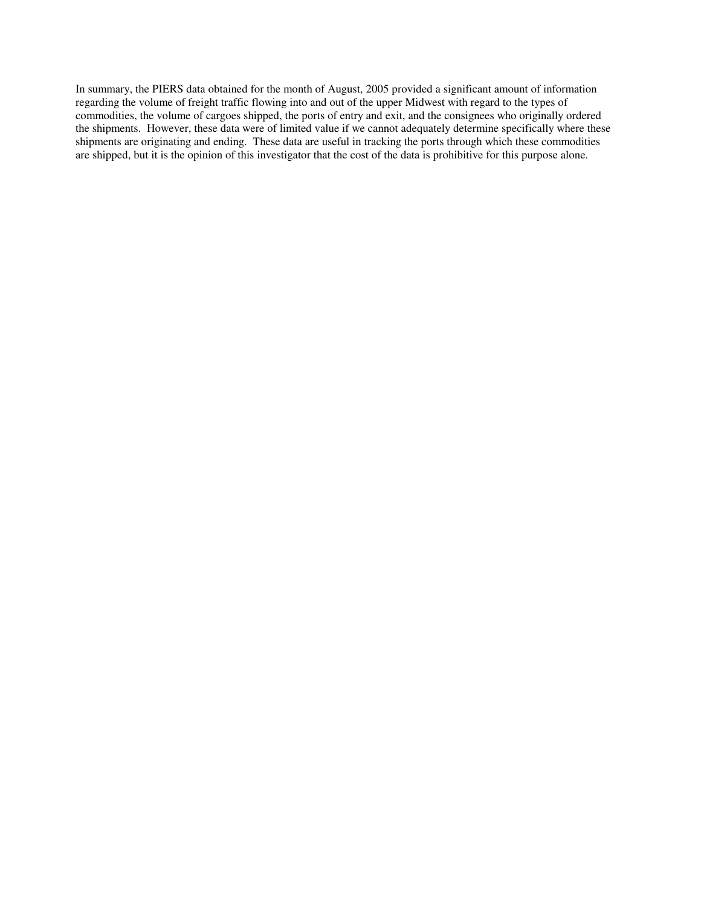In summary, the PIERS data obtained for the month of August, 2005 provided a significant amount of information regarding the volume of freight traffic flowing into and out of the upper Midwest with regard to the types of commodities, the volume of cargoes shipped, the ports of entry and exit, and the consignees who originally ordered the shipments. However, these data were of limited value if we cannot adequately determine specifically where these shipments are originating and ending. These data are useful in tracking the ports through which these commodities are shipped, but it is the opinion of this investigator that the cost of the data is prohibitive for this purpose alone.